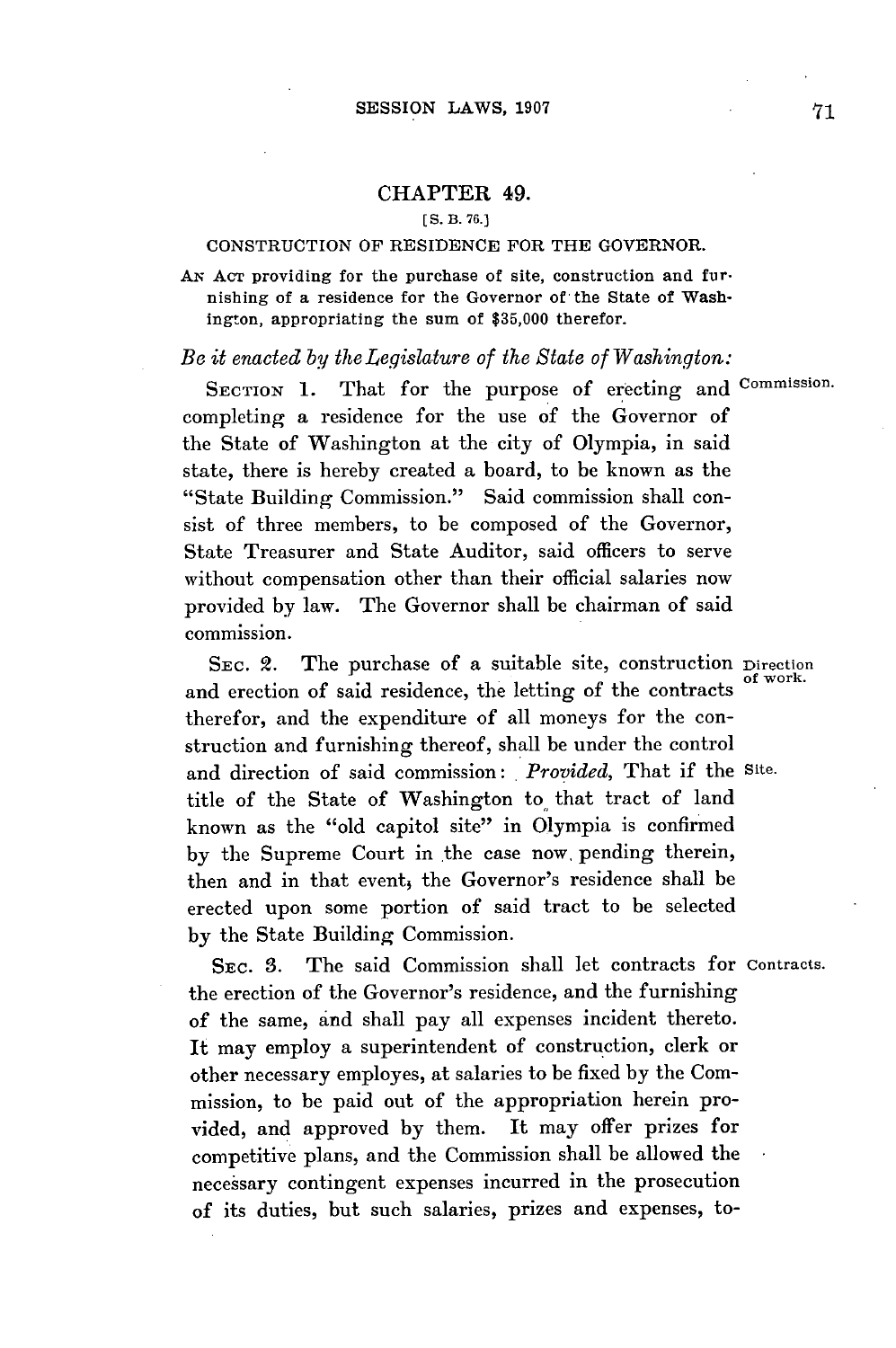# CHAPTER 49.

[S. B. 76.]

## CONSTRUCTION OF RESIDENCE FOR THE GOVERNOR.

AN ACT providing for the purchase of site, construction and furnishing of a residence for the Governor of the State of Washington, appropriating the sum of $35,000 therefor.

*Be it enacted by the Legislature of the State of Washington:*

SECTION 1. That for the purpose of erecting and completing a residence for the use of the Governor of the State of Washington at the city of Olympia, in said state, there is hereby created a board, to be known as the "State Building Commission." Said commission shall consist of three members, to be composed of the Governor, State Treasurer and State Auditor, said officers to serve without compensation other than their official salaries now provided by law. The Governor shall be chairman of said commission.

Commission.

SEC. 2. The purchase of a suitable site, construction and erection of said residence, the letting of the contracts therefor, and the expenditure of all moneys for the construction and furnishing thereof, shall be under the control and direction of said commission: *Provided*, That if the title of the State of Washington to that tract of land known as the "old capitol site" in Olympia is confirmed by the Supreme Court in the case now pending therein, then and in that event, the Governor's residence shall be erected upon some portion of said tract to be selected by the State Building Commission.

Direction of work.

Site.

SEC. 3. The said Commission shall let contracts for the erection of the Governor's residence, and the furnishing of the same, and shall pay all expenses incident thereto. It may employ a superintendent of construction, clerk or other necessary employes, at salaries to be fixed by the Commission, to be paid out of the appropriation herein provided, and approved by them. It may offer prizes for competitive plans, and the Commission shall be allowed the necessary contingent expenses incurred in the prosecution of its duties, but such salaries, prizes and expenses, to-

Contracts.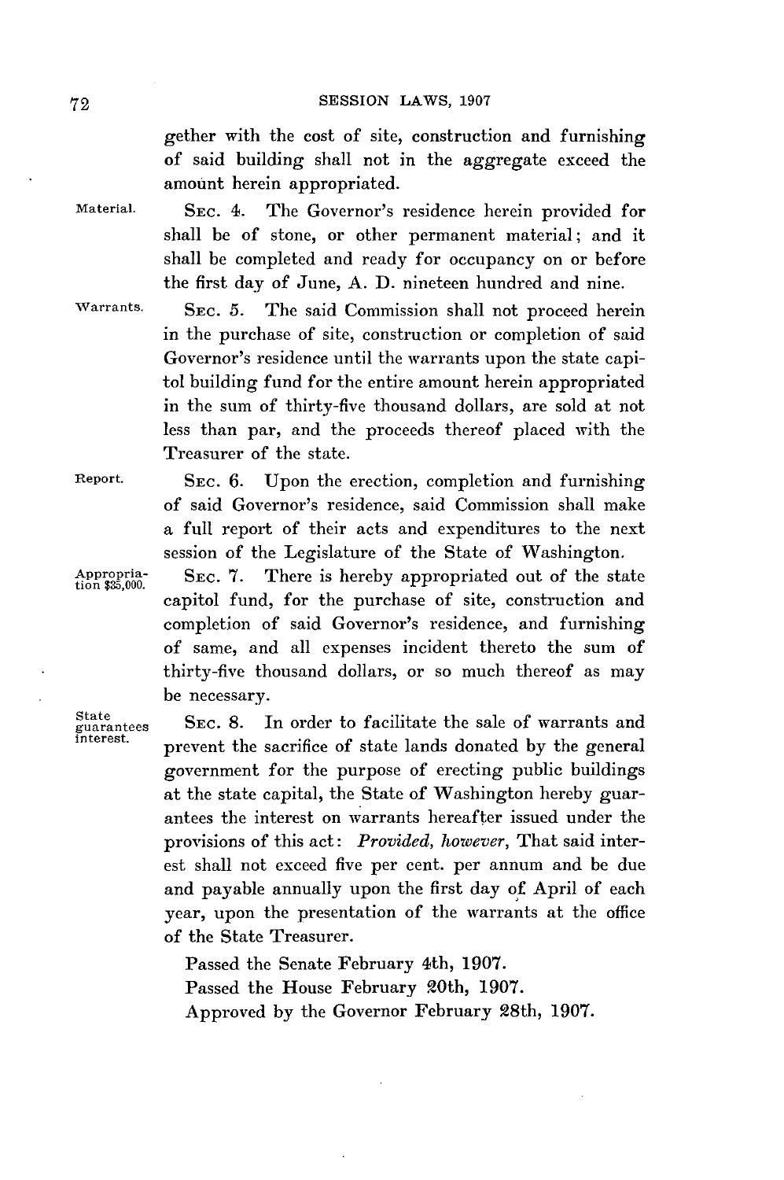gether with the cost of site, construction and furnishing of said building shall not in the aggregate exceed the amount herein appropriated.

Material. SEC. 4. The Governor's residence herein provided for shall be of stone, or other permanent material; and it shall be completed and ready for occupancy on or before the first day of June, A. D. nineteen hundred and nine.

Warrants. SEC. 5. The said Commission shall not proceed herein in the purchase of site, construction or completion of said Governor's residence until the warrants upon the state capitol building fund for the entire amount herein appropriated in the sum of thirty-five thousand dollars, are sold at not less than par, and the proceeds thereof placed with the Treasurer of the state.

Report. SEC. 6. Upon the erection, completion and furnishing of said Governor's residence, said Commission shall make a full report of their acts and expenditures to the next session of the Legislature of the State of Washington.

Appropriation $35,000. SEC. 7. There is hereby appropriated out of the state capitol fund, for the purchase of site, construction and completion of said Governor's residence, and furnishing of same, and all expenses incident thereto the sum of thirty-five thousand dollars, or so much thereof as may be necessary.

State guarantees interest. SEC. 8. In order to facilitate the sale of warrants and prevent the sacrifice of state lands donated by the general government for the purpose of erecting public buildings at the state capital, the State of Washington hereby guarantees the interest on warrants hereafter issued under the provisions of this act: *Provided, however,* That said interest shall not exceed five per cent. per annum and be due and payable annually upon the first day of April of each year, upon the presentation of the warrants at the office of the State Treasurer.

Passed the Senate February 4th, 1907.

Passed the House February 20th, 1907.

Approved by the Governor February 28th, 1907.